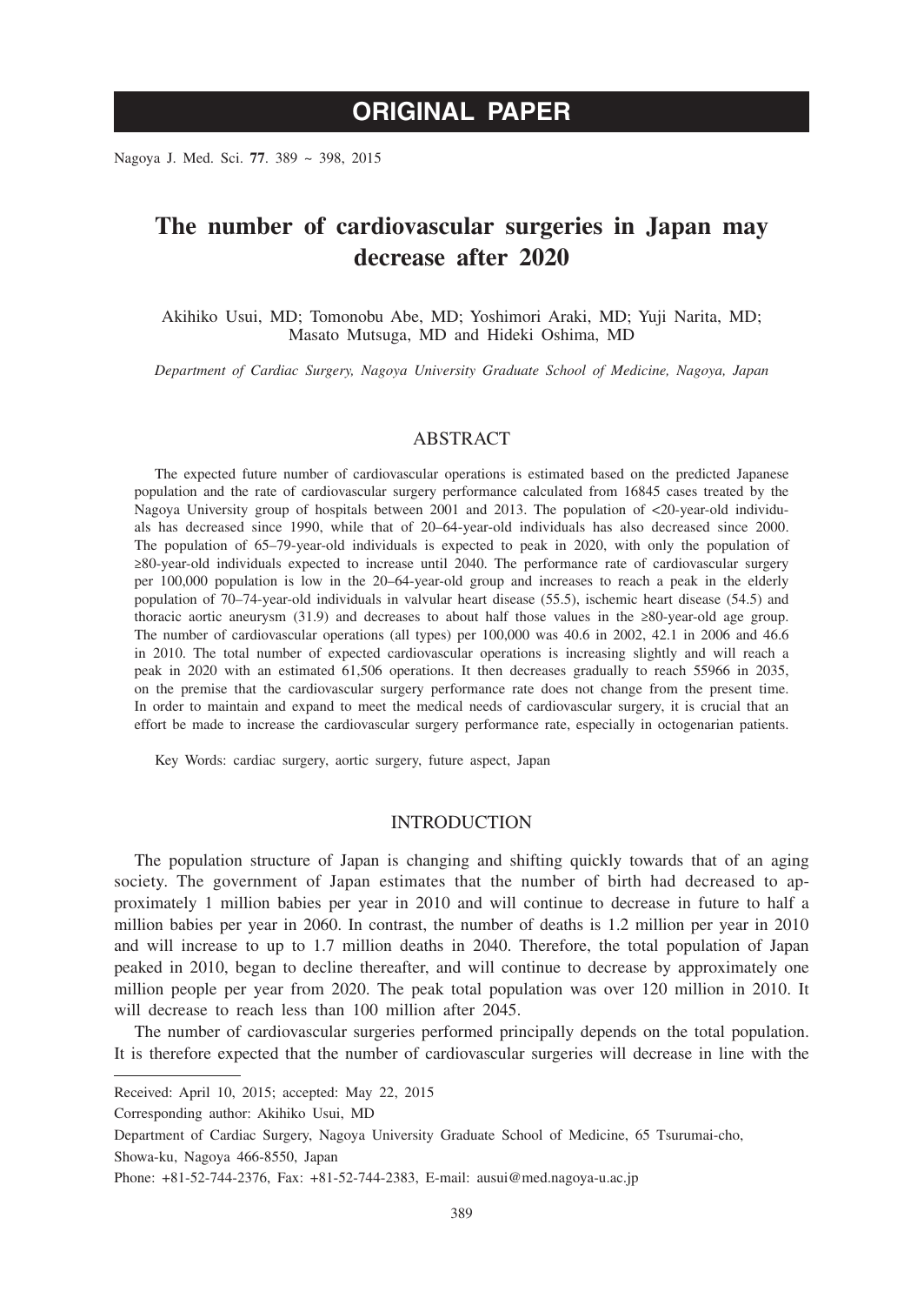ORIGINAL PAPER

# The number of cardiovascular surgeries in Japan may decrease after 2020

Akihiko Usui, MD; Tomonobu Abe, MD; Yoshimori Araki, MD; Yuji Narita, MD; Masato Mutsuga, MD and Hideki Oshima, MD

*Department of Cardiac Surgery, Nagoya University Graduate School of Medicine, Nagoya, Japan*

## ABSTRACT

The expected future number of cardiovascular operations is estimated based on the predicted Japanese population and the rate of cardiovascular surgery performance calculated from 16845 cases treated by the Nagoya University group of hospitals between 2001 and 2013. The population of <20-year-old individuals has decreased since 1990, while that of 20–64-year-old individuals has also decreased since 2000. The population of 65–79-year-old individuals is expected to peak in 2020, with only the population of ≥80-year-old individuals expected to increase until 2040. The performance rate of cardiovascular surgery per 100,000 population is low in the 20–64-year-old group and increases to reach a peak in the elderly population of 70–74-year-old individuals in valvular heart disease (55.5), ischemic heart disease (54.5) and thoracic aortic aneurysm (31.9) and decreases to about half those values in the ≥80-year-old age group. The number of cardiovascular operations (all types) per 100,000 was 40.6 in 2002, 42.1 in 2006 and 46.6 in 2010. The total number of expected cardiovascular operations is increasing slightly and will reach a peak in 2020 with an estimated 61,506 operations. It then decreases gradually to reach 55966 in 2035, on the premise that the cardiovascular surgery performance rate does not change from the present time. In order to maintain and expand to meet the medical needs of cardiovascular surgery, it is crucial that an effort be made to increase the cardiovascular surgery performance rate, especially in octogenarian patients.

Key Words: cardiac surgery, aortic surgery, future aspect, Japan

## INTRODUCTION

The population structure of Japan is changing and shifting quickly towards that of an aging society. The government of Japan estimates that the number of birth had decreased to approximately 1 million babies per year in 2010 and will continue to decrease in future to half a million babies per year in 2060. In contrast, the number of deaths is 1.2 million per year in 2010 and will increase to up to 1.7 million deaths in 2040. Therefore, the total population of Japan peaked in 2010, began to decline thereafter, and will continue to decrease by approximately one million people per year from 2020. The peak total population was over 120 million in 2010. It will decrease to reach less than 100 million after 2045.

The number of cardiovascular surgeries performed principally depends on the total population. It is therefore expected that the number of cardiovascular surgeries will decrease in line with the

---

Received: April 10, 2015; accepted: May 22, 2015

Corresponding author: Akihiko Usui, MD

Department of Cardiac Surgery, Nagoya University Graduate School of Medicine, 65 Tsurumai-cho, Showa-ku, Nagoya 466-8550, Japan

Phone: +81-52-744-2376, Fax: +81-52-744-2383, E-mail: ausui@med.nagoya-u.ac.jp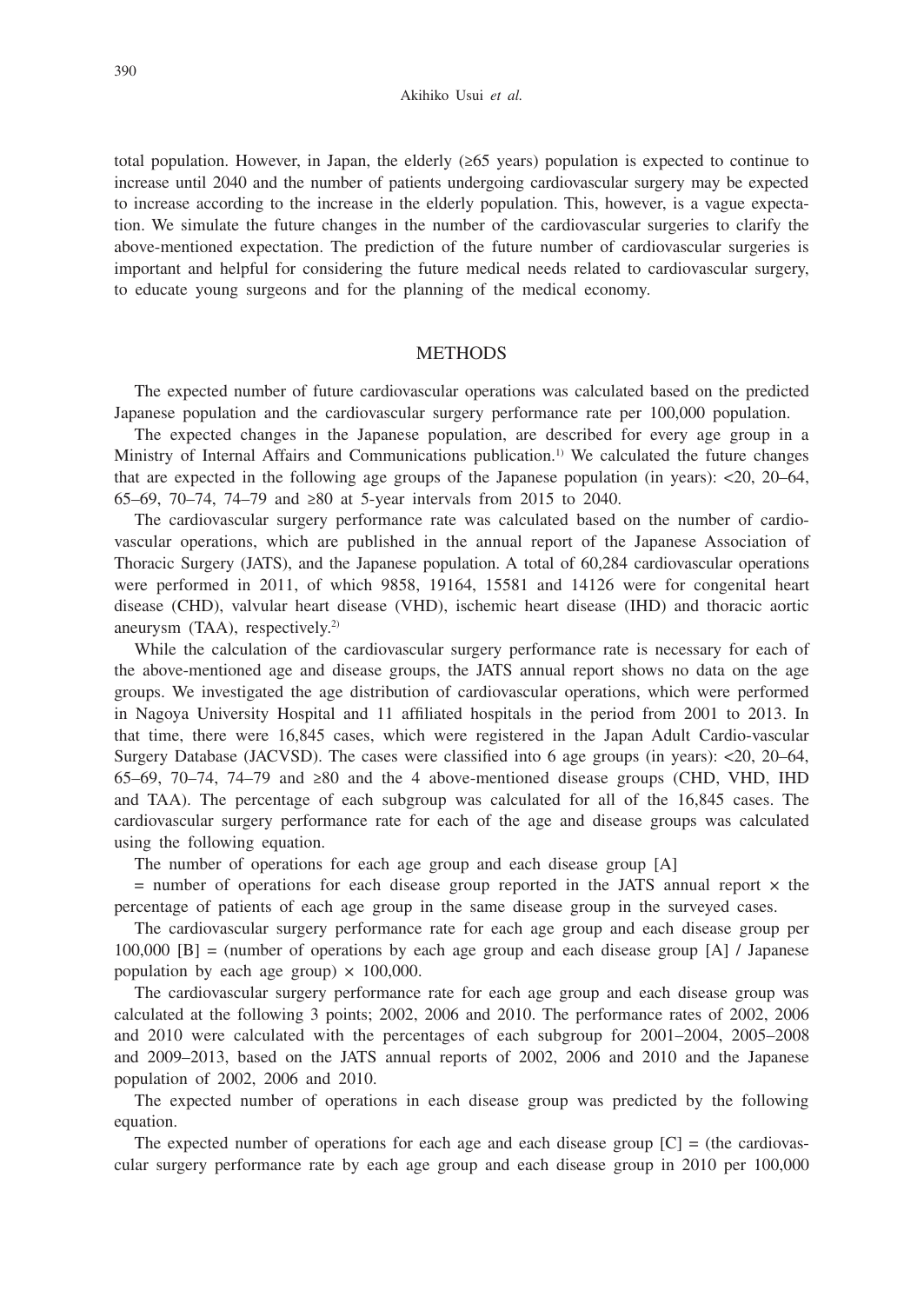total population. However, in Japan, the elderly (≥65 years) population is expected to continue to increase until 2040 and the number of patients undergoing cardiovascular surgery may be expected to increase according to the increase in the elderly population. This, however, is a vague expectation. We simulate the future changes in the number of the cardiovascular surgeries to clarify the above-mentioned expectation. The prediction of the future number of cardiovascular surgeries is important and helpful for considering the future medical needs related to cardiovascular surgery, to educate young surgeons and for the planning of the medical economy.

## METHODS

The expected number of future cardiovascular operations was calculated based on the predicted Japanese population and the cardiovascular surgery performance rate per 100,000 population.

The expected changes in the Japanese population, are described for every age group in a Ministry of Internal Affairs and Communications publication.[1] We calculated the future changes that are expected in the following age groups of the Japanese population (in years): <20, 20–64, 65–69, 70–74, 74–79 and ≥80 at 5-year intervals from 2015 to 2040.

The cardiovascular surgery performance rate was calculated based on the number of cardiovascular operations, which are published in the annual report of the Japanese Association of Thoracic Surgery (JATS), and the Japanese population. A total of 60,284 cardiovascular operations were performed in 2011, of which 9858, 19164, 15581 and 14126 were for congenital heart disease (CHD), valvular heart disease (VHD), ischemic heart disease (IHD) and thoracic aortic aneurysm (TAA), respectively.[2]

While the calculation of the cardiovascular surgery performance rate is necessary for each of the above-mentioned age and disease groups, the JATS annual report shows no data on the age groups. We investigated the age distribution of cardiovascular operations, which were performed in Nagoya University Hospital and 11 affiliated hospitals in the period from 2001 to 2013. In that time, there were 16,845 cases, which were registered in the Japan Adult Cardio-vascular Surgery Database (JACVSD). The cases were classified into 6 age groups (in years): <20, 20–64, 65–69, 70–74, 74–79 and ≥80 and the 4 above-mentioned disease groups (CHD, VHD, IHD and TAA). The percentage of each subgroup was calculated for all of the 16,845 cases. The cardiovascular surgery performance rate for each of the age and disease groups was calculated using the following equation.

The number of operations for each age group and each disease group [A]

= number of operations for each disease group reported in the JATS annual report × the percentage of patients of each age group in the same disease group in the surveyed cases.

The cardiovascular surgery performance rate for each age group and each disease group per 100,000 [B] = (number of operations by each age group and each disease group [A] / Japanese population by each age group) × 100,000.

The cardiovascular surgery performance rate for each age group and each disease group was calculated at the following 3 points; 2002, 2006 and 2010. The performance rates of 2002, 2006 and 2010 were calculated with the percentages of each subgroup for 2001–2004, 2005–2008 and 2009–2013, based on the JATS annual reports of 2002, 2006 and 2010 and the Japanese population of 2002, 2006 and 2010.

The expected number of operations in each disease group was predicted by the following equation.

The expected number of operations for each age and each disease group [C] = (the cardiovascular surgery performance rate by each age group and each disease group in 2010 per 100,000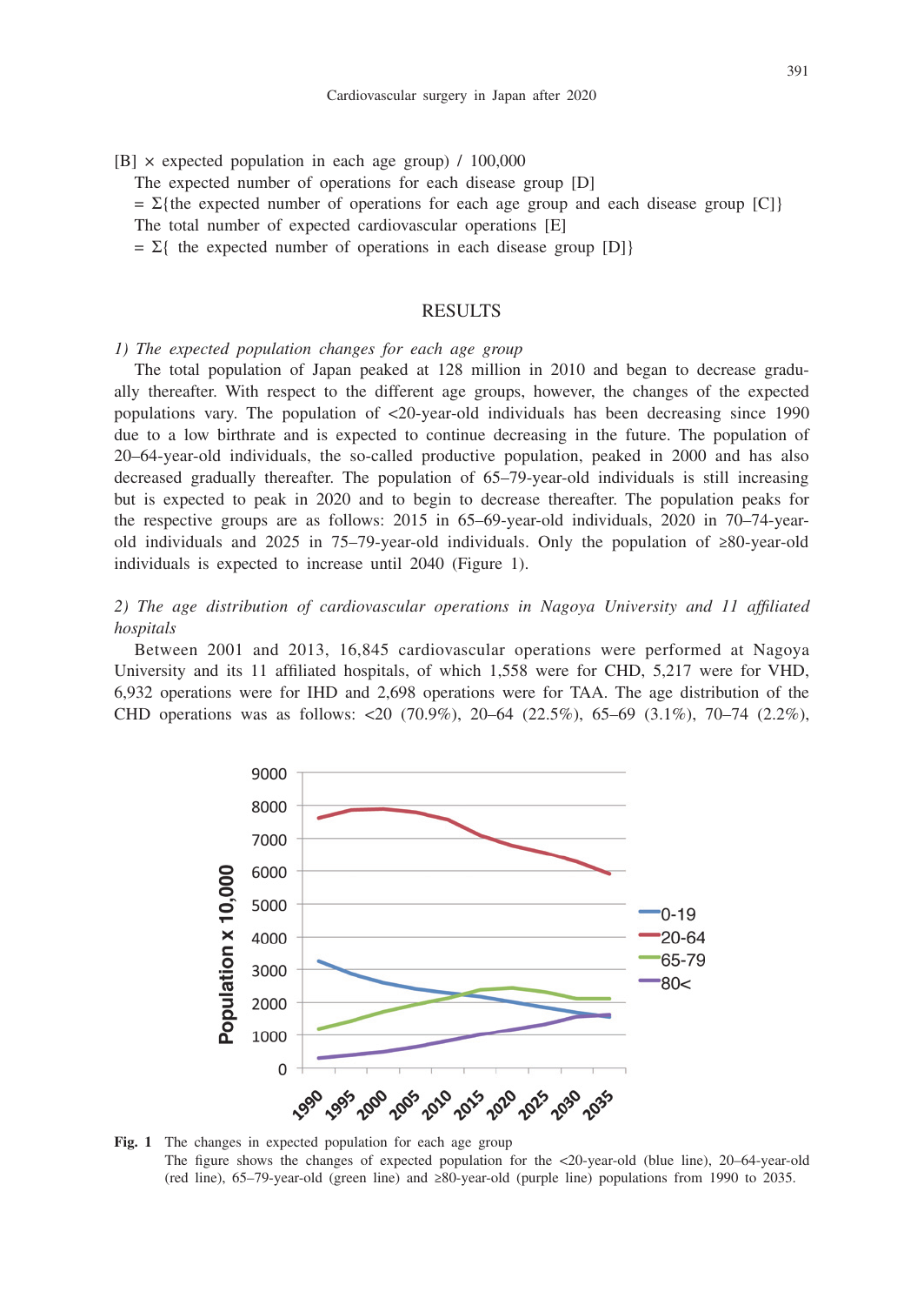[B] × expected population in each age group) / 100,000

The expected number of operations for each disease group [D]

= Σ{the expected number of operations for each age group and each disease group [C]}

The total number of expected cardiovascular operations [E]

= Σ{ the expected number of operations in each disease group [D]}

## RESULTS

*1) The expected population changes for each age group*

The total population of Japan peaked at 128 million in 2010 and began to decrease gradually thereafter. With respect to the different age groups, however, the changes of the expected populations vary. The population of <20-year-old individuals has been decreasing since 1990 due to a low birthrate and is expected to continue decreasing in the future. The population of 20–64-year-old individuals, the so-called productive population, peaked in 2000 and has also decreased gradually thereafter. The population of 65–79-year-old individuals is still increasing but is expected to peak in 2020 and to begin to decrease thereafter. The population peaks for the respective groups are as follows: 2015 in 65–69-year-old individuals, 2020 in 70–74-year-old individuals and 2025 in 75–79-year-old individuals. Only the population of ≥80-year-old individuals is expected to increase until 2040 (Figure 1).

*2) The age distribution of cardiovascular operations in Nagoya University and 11 affiliated hospitals*

Between 2001 and 2013, 16,845 cardiovascular operations were performed at Nagoya University and its 11 affiliated hospitals, of which 1,558 were for CHD, 5,217 were for VHD, 6,932 operations were for IHD and 2,698 operations were for TAA. The age distribution of the CHD operations was as follows: <20 (70.9%), 20–64 (22.5%), 65–69 (3.1%), 70–74 (2.2%),

**Fig. 1** The changes in expected population for each age group
The figure shows the changes of expected population for the <20-year-old (blue line), 20–64-year-old (red line), 65–79-year-old (green line) and ≥80-year-old (purple line) populations from 1990 to 2035.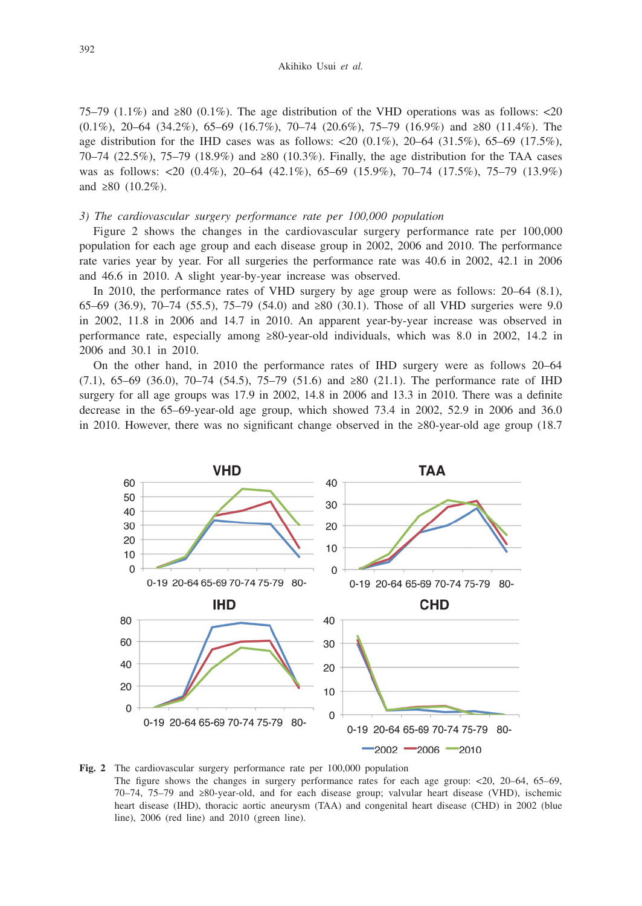75–79 (1.1%) and ≥80 (0.1%). The age distribution of the VHD operations was as follows: <20 (0.1%), 20–64 (34.2%), 65–69 (16.7%), 70–74 (20.6%), 75–79 (16.9%) and ≥80 (11.4%). The age distribution for the IHD cases was as follows: <20 (0.1%), 20–64 (31.5%), 65–69 (17.5%), 70–74 (22.5%), 75–79 (18.9%) and ≥80 (10.3%). Finally, the age distribution for the TAA cases was as follows: <20 (0.4%), 20–64 (42.1%), 65–69 (15.9%), 70–74 (17.5%), 75–79 (13.9%) and ≥80 (10.2%).

*3) The cardiovascular surgery performance rate per 100,000 population*

Figure 2 shows the changes in the cardiovascular surgery performance rate per 100,000 population for each age group and each disease group in 2002, 2006 and 2010. The performance rate varies year by year. For all surgeries the performance rate was 40.6 in 2002, 42.1 in 2006 and 46.6 in 2010. A slight year-by-year increase was observed.

In 2010, the performance rates of VHD surgery by age group were as follows: 20–64 (8.1), 65–69 (36.9), 70–74 (55.5), 75–79 (54.0) and ≥80 (30.1). Those of all VHD surgeries were 9.0 in 2002, 11.8 in 2006 and 14.7 in 2010. An apparent year-by-year increase was observed in performance rate, especially among ≥80-year-old individuals, which was 8.0 in 2002, 14.2 in 2006 and 30.1 in 2010.

On the other hand, in 2010 the performance rates of IHD surgery were as follows 20–64 (7.1), 65–69 (36.0), 70–74 (54.5), 75–79 (51.6) and ≥80 (21.1). The performance rate of IHD surgery for all age groups was 17.9 in 2002, 14.8 in 2006 and 13.3 in 2010. There was a definite decrease in the 65–69-year-old age group, which showed 73.4 in 2002, 52.9 in 2006 and 36.0 in 2010. However, there was no significant change observed in the ≥80-year-old age group (18.7

**Fig. 2** The cardiovascular surgery performance rate per 100,000 population
The figure shows the changes in surgery performance rates for each age group: <20, 20–64, 65–69, 70–74, 75–79 and ≥80-year-old, and for each disease group; valvular heart disease (VHD), ischemic heart disease (IHD), thoracic aortic aneurysm (TAA) and congenital heart disease (CHD) in 2002 (blue line), 2006 (red line) and 2010 (green line).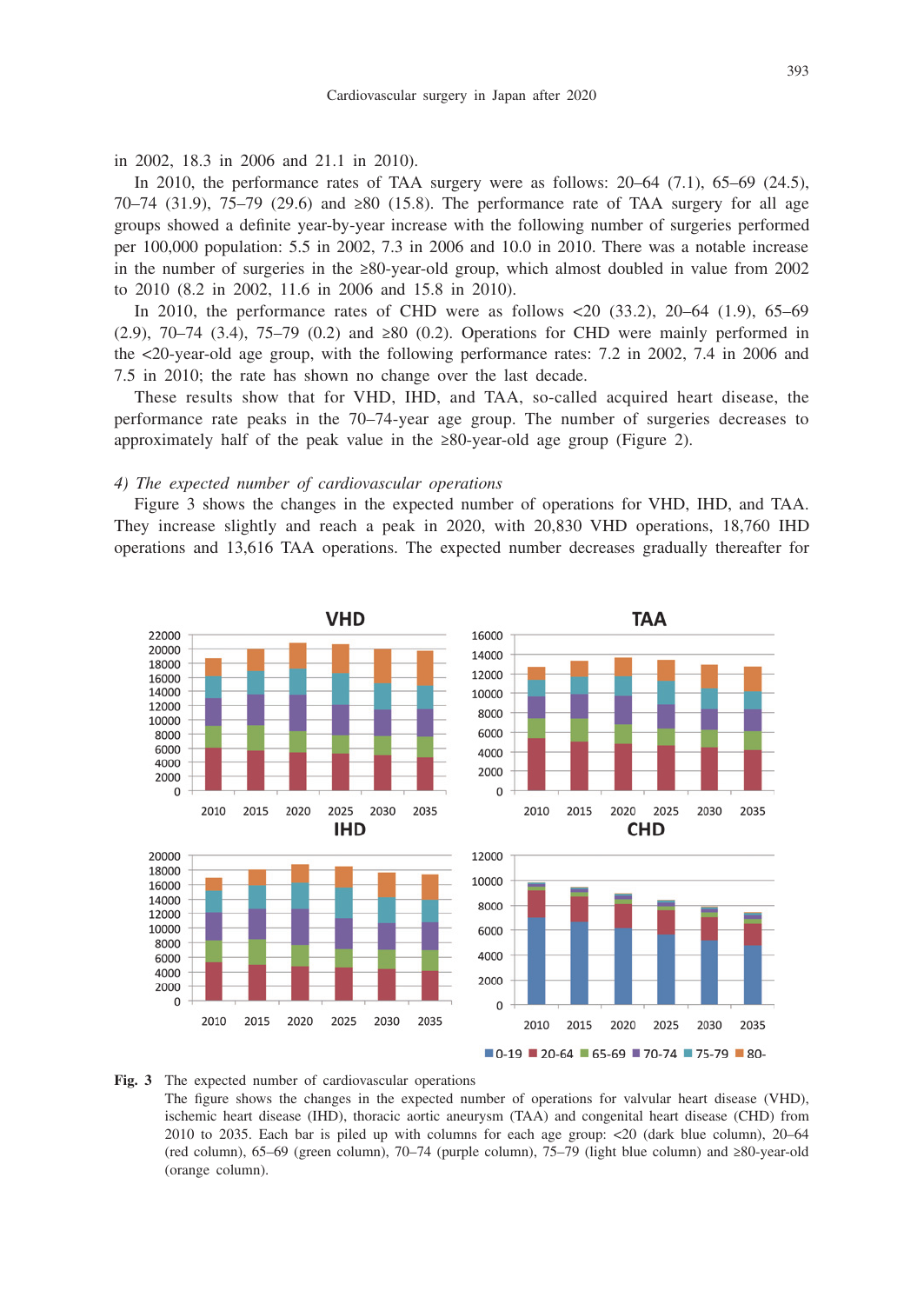in 2002, 18.3 in 2006 and 21.1 in 2010).

In 2010, the performance rates of TAA surgery were as follows: 20–64 (7.1), 65–69 (24.5), 70–74 (31.9), 75–79 (29.6) and ≥80 (15.8). The performance rate of TAA surgery for all age groups showed a definite year-by-year increase with the following number of surgeries performed per 100,000 population: 5.5 in 2002, 7.3 in 2006 and 10.0 in 2010. There was a notable increase in the number of surgeries in the ≥80-year-old group, which almost doubled in value from 2002 to 2010 (8.2 in 2002, 11.6 in 2006 and 15.8 in 2010).

In 2010, the performance rates of CHD were as follows <20 (33.2), 20–64 (1.9), 65–69 (2.9), 70–74 (3.4), 75–79 (0.2) and ≥80 (0.2). Operations for CHD were mainly performed in the <20-year-old age group, with the following performance rates: 7.2 in 2002, 7.4 in 2006 and 7.5 in 2010; the rate has shown no change over the last decade.

These results show that for VHD, IHD, and TAA, so-called acquired heart disease, the performance rate peaks in the 70–74-year age group. The number of surgeries decreases to approximately half of the peak value in the ≥80-year-old age group (Figure 2).

*4) The expected number of cardiovascular operations*

Figure 3 shows the changes in the expected number of operations for VHD, IHD, and TAA. They increase slightly and reach a peak in 2020, with 20,830 VHD operations, 18,760 IHD operations and 13,616 TAA operations. The expected number decreases gradually thereafter for

**Fig. 3** The expected number of cardiovascular operations
The figure shows the changes in the expected number of operations for valvular heart disease (VHD), ischemic heart disease (IHD), thoracic aortic aneurysm (TAA) and congenital heart disease (CHD) from 2010 to 2035. Each bar is piled up with columns for each age group: <20 (dark blue column), 20–64 (red column), 65–69 (green column), 70–74 (purple column), 75–79 (light blue column) and ≥80-year-old (orange column).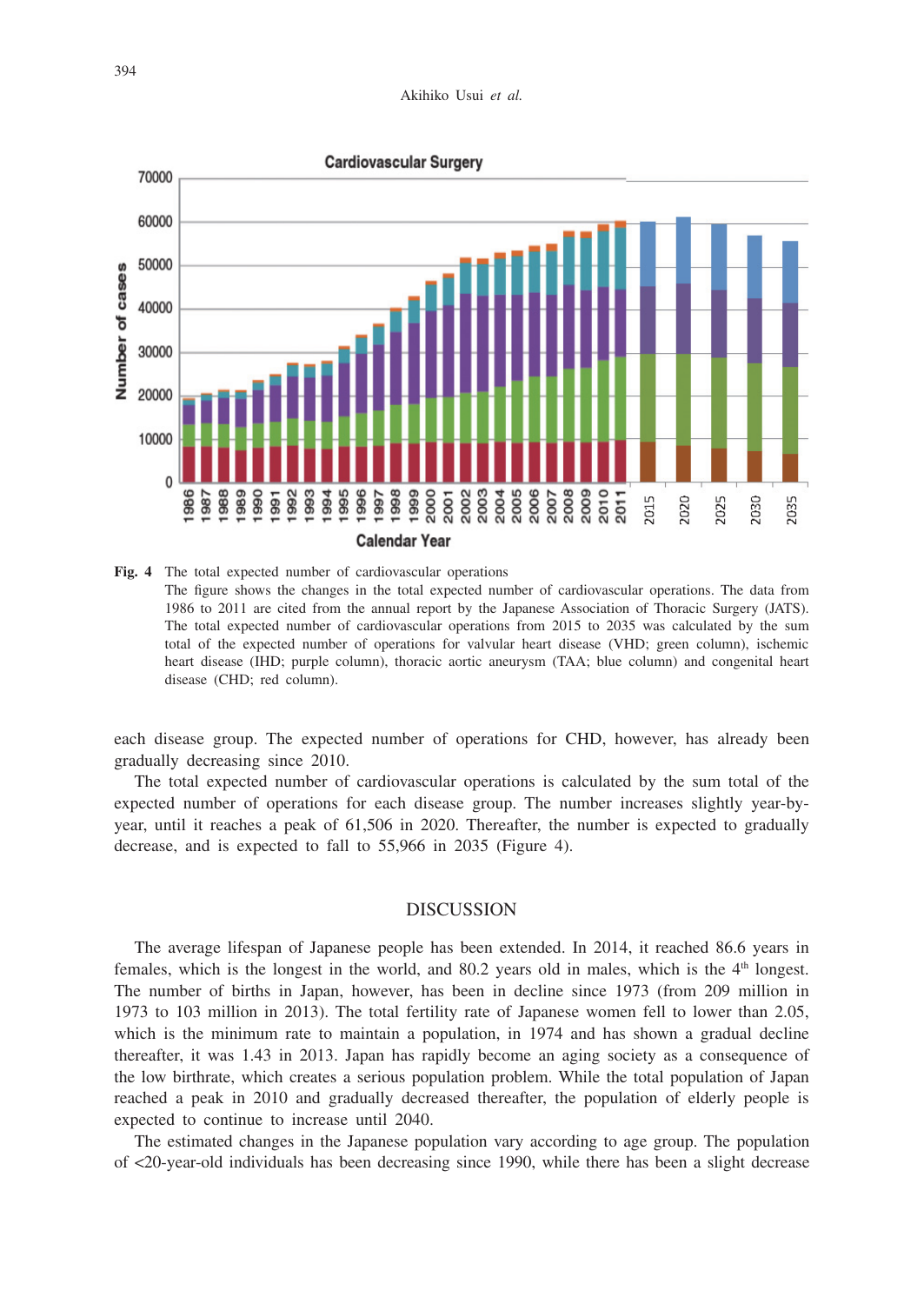**Fig. 4** The total expected number of cardiovascular operations

The figure shows the changes in the total expected number of cardiovascular operations. The data from 1986 to 2011 are cited from the annual report by the Japanese Association of Thoracic Surgery (JATS). The total expected number of cardiovascular operations from 2015 to 2035 was calculated by the sum total of the expected number of operations for valvular heart disease (VHD; green column), ischemic heart disease (IHD; purple column), thoracic aortic aneurysm (TAA; blue column) and congenital heart disease (CHD; red column).

each disease group. The expected number of operations for CHD, however, has already been gradually decreasing since 2010.

The total expected number of cardiovascular operations is calculated by the sum total of the expected number of operations for each disease group. The number increases slightly year-by-year, until it reaches a peak of 61,506 in 2020. Thereafter, the number is expected to gradually decrease, and is expected to fall to 55,966 in 2035 (Figure 4).

## DISCUSSION

The average lifespan of Japanese people has been extended. In 2014, it reached 86.6 years in females, which is the longest in the world, and 80.2 years old in males, which is the 4th longest. The number of births in Japan, however, has been in decline since 1973 (from 209 million in 1973 to 103 million in 2013). The total fertility rate of Japanese women fell to lower than 2.05, which is the minimum rate to maintain a population, in 1974 and has shown a gradual decline thereafter, it was 1.43 in 2013. Japan has rapidly become an aging society as a consequence of the low birthrate, which creates a serious population problem. While the total population of Japan reached a peak in 2010 and gradually decreased thereafter, the population of elderly people is expected to continue to increase until 2040.

The estimated changes in the Japanese population vary according to age group. The population of <20-year-old individuals has been decreasing since 1990, while there has been a slight decrease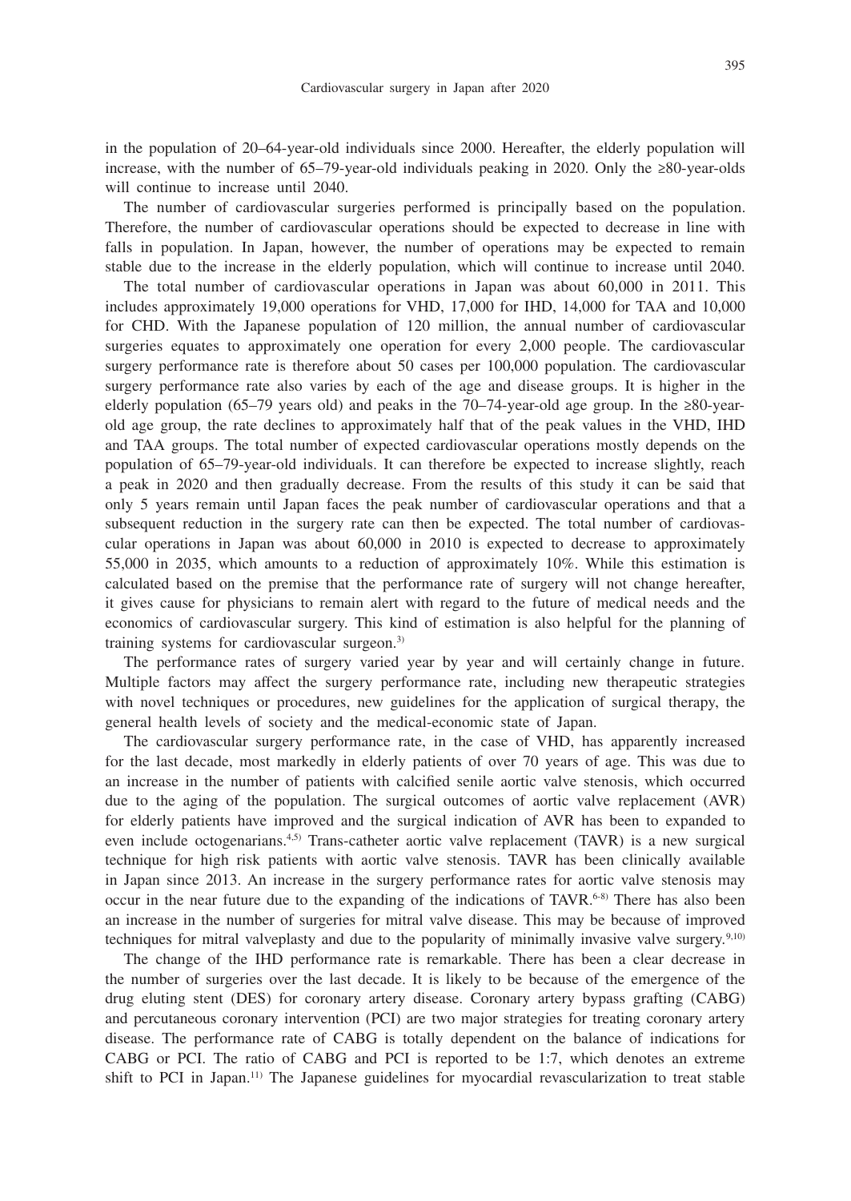in the population of 20–64-year-old individuals since 2000. Hereafter, the elderly population will increase, with the number of 65–79-year-old individuals peaking in 2020. Only the ≥80-year-olds will continue to increase until 2040.

The number of cardiovascular surgeries performed is principally based on the population. Therefore, the number of cardiovascular operations should be expected to decrease in line with falls in population. In Japan, however, the number of operations may be expected to remain stable due to the increase in the elderly population, which will continue to increase until 2040.

The total number of cardiovascular operations in Japan was about 60,000 in 2011. This includes approximately 19,000 operations for VHD, 17,000 for IHD, 14,000 for TAA and 10,000 for CHD. With the Japanese population of 120 million, the annual number of cardiovascular surgeries equates to approximately one operation for every 2,000 people. The cardiovascular surgery performance rate is therefore about 50 cases per 100,000 population. The cardiovascular surgery performance rate also varies by each of the age and disease groups. It is higher in the elderly population (65–79 years old) and peaks in the 70–74-year-old age group. In the ≥80-year-old age group, the rate declines to approximately half that of the peak values in the VHD, IHD and TAA groups. The total number of expected cardiovascular operations mostly depends on the population of 65–79-year-old individuals. It can therefore be expected to increase slightly, reach a peak in 2020 and then gradually decrease. From the results of this study it can be said that only 5 years remain until Japan faces the peak number of cardiovascular operations and that a subsequent reduction in the surgery rate can then be expected. The total number of cardiovascular operations in Japan was about 60,000 in 2010 is expected to decrease to approximately 55,000 in 2035, which amounts to a reduction of approximately 10%. While this estimation is calculated based on the premise that the performance rate of surgery will not change hereafter, it gives cause for physicians to remain alert with regard to the future of medical needs and the economics of cardiovascular surgery. This kind of estimation is also helpful for the planning of training systems for cardiovascular surgeon.[3)]

The performance rates of surgery varied year by year and will certainly change in future. Multiple factors may affect the surgery performance rate, including new therapeutic strategies with novel techniques or procedures, new guidelines for the application of surgical therapy, the general health levels of society and the medical-economic state of Japan.

The cardiovascular surgery performance rate, in the case of VHD, has apparently increased for the last decade, most markedly in elderly patients of over 70 years of age. This was due to an increase in the number of patients with calcified senile aortic valve stenosis, which occurred due to the aging of the population. The surgical outcomes of aortic valve replacement (AVR) for elderly patients have improved and the surgical indication of AVR has been to expanded to even include octogenarians.[4,5)] Trans-catheter aortic valve replacement (TAVR) is a new surgical technique for high risk patients with aortic valve stenosis. TAVR has been clinically available in Japan since 2013. An increase in the surgery performance rates for aortic valve stenosis may occur in the near future due to the expanding of the indications of TAVR.[6-8)] There has also been an increase in the number of surgeries for mitral valve disease. This may be because of improved techniques for mitral valveplasty and due to the popularity of minimally invasive valve surgery.[9,10)]

The change of the IHD performance rate is remarkable. There has been a clear decrease in the number of surgeries over the last decade. It is likely to be because of the emergence of the drug eluting stent (DES) for coronary artery disease. Coronary artery bypass grafting (CABG) and percutaneous coronary intervention (PCI) are two major strategies for treating coronary artery disease. The performance rate of CABG is totally dependent on the balance of indications for CABG or PCI. The ratio of CABG and PCI is reported to be 1:7, which denotes an extreme shift to PCI in Japan.[11)] The Japanese guidelines for myocardial revascularization to treat stable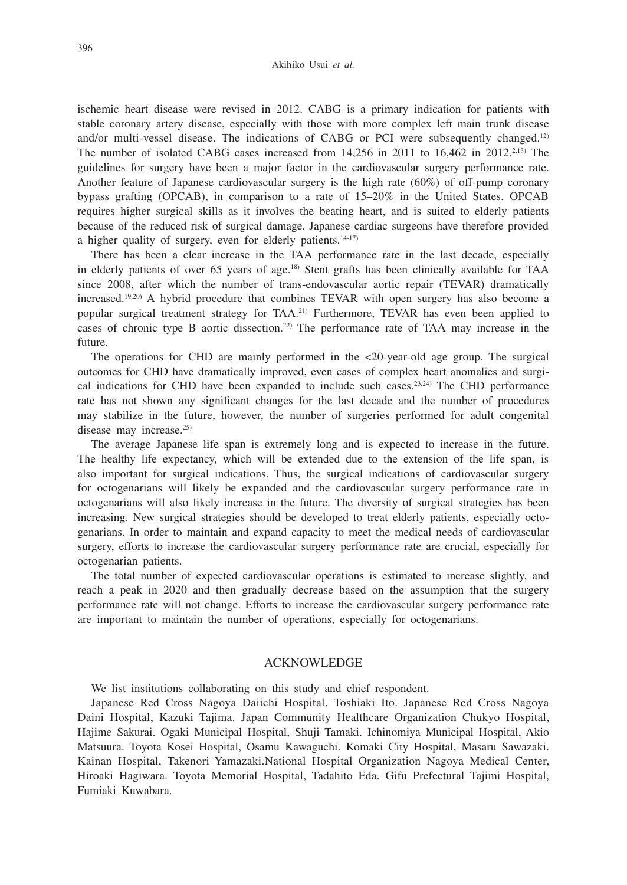ischemic heart disease were revised in 2012. CABG is a primary indication for patients with stable coronary artery disease, especially with those with more complex left main trunk disease and/or multi-vessel disease. The indications of CABG or PCI were subsequently changed.[12] The number of isolated CABG cases increased from 14,256 in 2011 to 16,462 in 2012.[2,13] The guidelines for surgery have been a major factor in the cardiovascular surgery performance rate. Another feature of Japanese cardiovascular surgery is the high rate (60%) of off-pump coronary bypass grafting (OPCAB), in comparison to a rate of 15–20% in the United States. OPCAB requires higher surgical skills as it involves the beating heart, and is suited to elderly patients because of the reduced risk of surgical damage. Japanese cardiac surgeons have therefore provided a higher quality of surgery, even for elderly patients.[14-17]

There has been a clear increase in the TAA performance rate in the last decade, especially in elderly patients of over 65 years of age.[18] Stent grafts has been clinically available for TAA since 2008, after which the number of trans-endovascular aortic repair (TEVAR) dramatically increased.[19,20] A hybrid procedure that combines TEVAR with open surgery has also become a popular surgical treatment strategy for TAA.[21] Furthermore, TEVAR has even been applied to cases of chronic type B aortic dissection.[22] The performance rate of TAA may increase in the future.

The operations for CHD are mainly performed in the <20-year-old age group. The surgical outcomes for CHD have dramatically improved, even cases of complex heart anomalies and surgical indications for CHD have been expanded to include such cases.[23,24] The CHD performance rate has not shown any significant changes for the last decade and the number of procedures may stabilize in the future, however, the number of surgeries performed for adult congenital disease may increase.[25]

The average Japanese life span is extremely long and is expected to increase in the future. The healthy life expectancy, which will be extended due to the extension of the life span, is also important for surgical indications. Thus, the surgical indications of cardiovascular surgery for octogenarians will likely be expanded and the cardiovascular surgery performance rate in octogenarians will also likely increase in the future. The diversity of surgical strategies has been increasing. New surgical strategies should be developed to treat elderly patients, especially octogenarians. In order to maintain and expand capacity to meet the medical needs of cardiovascular surgery, efforts to increase the cardiovascular surgery performance rate are crucial, especially for octogenarian patients.

The total number of expected cardiovascular operations is estimated to increase slightly, and reach a peak in 2020 and then gradually decrease based on the assumption that the surgery performance rate will not change. Efforts to increase the cardiovascular surgery performance rate are important to maintain the number of operations, especially for octogenarians.

## ACKNOWLEDGE

We list institutions collaborating on this study and chief respondent.

Japanese Red Cross Nagoya Daiichi Hospital, Toshiaki Ito. Japanese Red Cross Nagoya Daini Hospital, Kazuki Tajima. Japan Community Healthcare Organization Chukyo Hospital, Hajime Sakurai. Ogaki Municipal Hospital, Shuji Tamaki. Ichinomiya Municipal Hospital, Akio Matsuura. Toyota Kosei Hospital, Osamu Kawaguchi. Komaki City Hospital, Masaru Sawazaki. Kainan Hospital, Takenori Yamazaki.National Hospital Organization Nagoya Medical Center, Hiroaki Hagiwara. Toyota Memorial Hospital, Tadahito Eda. Gifu Prefectural Tajimi Hospital, Fumiaki Kuwabara.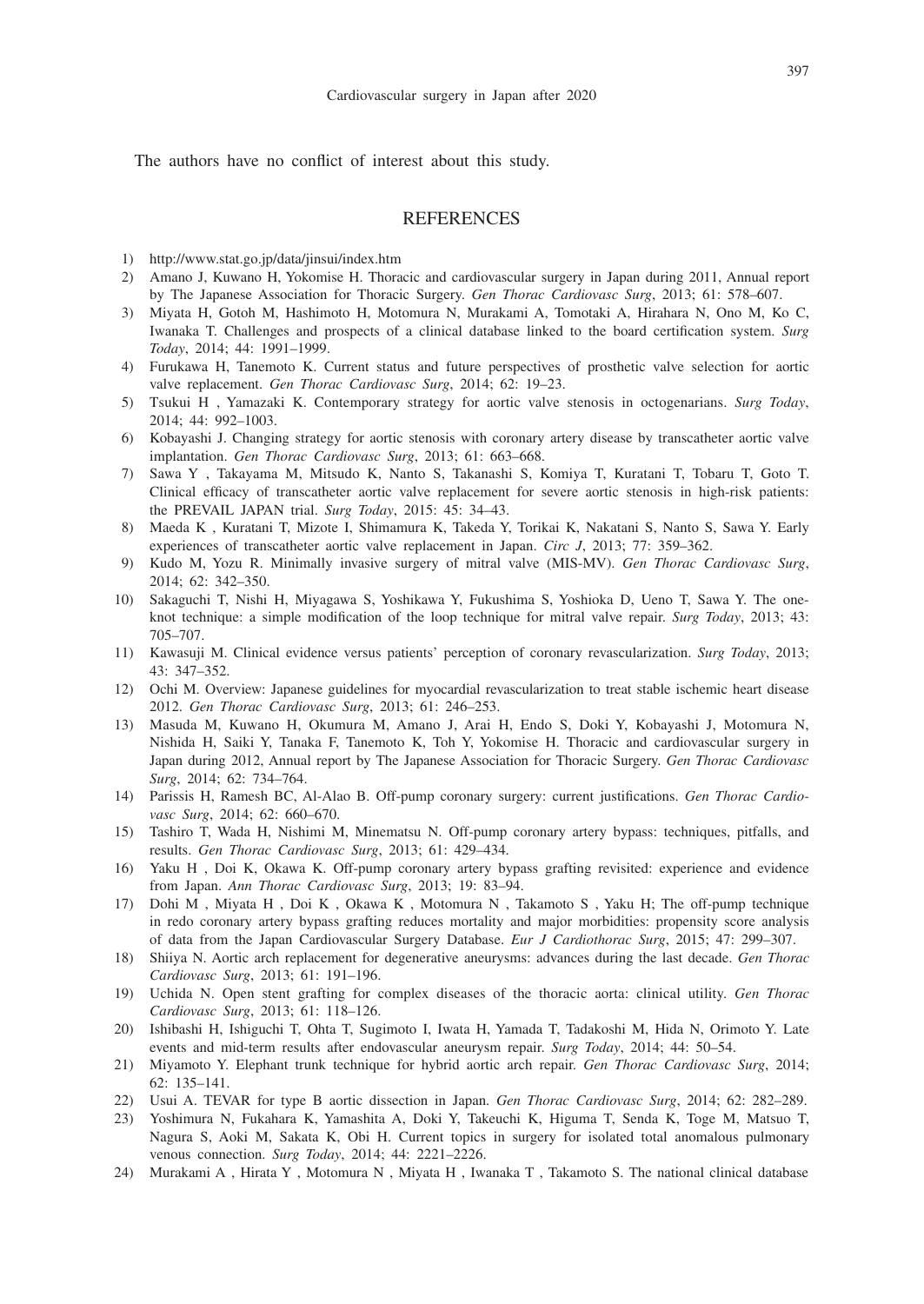The authors have no conflict of interest about this study.

## REFERENCES

1) http://www.stat.go.jp/data/jinsui/index.htm
2) Amano J, Kuwano H, Yokomise H. Thoracic and cardiovascular surgery in Japan during 2011, Annual report by The Japanese Association for Thoracic Surgery. *Gen Thorac Cardiovasc Surg*, 2013; 61: 578–607.
3) Miyata H, Gotoh M, Hashimoto H, Motomura N, Murakami A, Tomotaki A, Hirahara N, Ono M, Ko C, Iwanaka T. Challenges and prospects of a clinical database linked to the board certification system. *Surg Today*, 2014; 44: 1991–1999.
4) Furukawa H, Tanemoto K. Current status and future perspectives of prosthetic valve selection for aortic valve replacement. *Gen Thorac Cardiovasc Surg*, 2014; 62: 19–23.
5) Tsukui H , Yamazaki K. Contemporary strategy for aortic valve stenosis in octogenarians. *Surg Today*, 2014; 44: 992–1003.
6) Kobayashi J. Changing strategy for aortic stenosis with coronary artery disease by transcatheter aortic valve implantation. *Gen Thorac Cardiovasc Surg*, 2013; 61: 663–668.
7) Sawa Y , Takayama M, Mitsudo K, Nanto S, Takanashi S, Komiya T, Kuratani T, Tobaru T, Goto T. Clinical efficacy of transcatheter aortic valve replacement for severe aortic stenosis in high-risk patients: the PREVAIL JAPAN trial. *Surg Today*, 2015: 45: 34–43.
8) Maeda K , Kuratani T, Mizote I, Shimamura K, Takeda Y, Torikai K, Nakatani S, Nanto S, Sawa Y. Early experiences of transcatheter aortic valve replacement in Japan. *Circ J*, 2013; 77: 359–362.
9) Kudo M, Yozu R. Minimally invasive surgery of mitral valve (MIS-MV). *Gen Thorac Cardiovasc Surg*, 2014; 62: 342–350.
10) Sakaguchi T, Nishi H, Miyagawa S, Yoshikawa Y, Fukushima S, Yoshioka D, Ueno T, Sawa Y. The one-knot technique: a simple modification of the loop technique for mitral valve repair. *Surg Today*, 2013; 43: 705–707.
11) Kawasuji M. Clinical evidence versus patients' perception of coronary revascularization. *Surg Today*, 2013; 43: 347–352.
12) Ochi M. Overview: Japanese guidelines for myocardial revascularization to treat stable ischemic heart disease 2012. *Gen Thorac Cardiovasc Surg*, 2013; 61: 246–253.
13) Masuda M, Kuwano H, Okumura M, Amano J, Arai H, Endo S, Doki Y, Kobayashi J, Motomura N, Nishida H, Saiki Y, Tanaka F, Tanemoto K, Toh Y, Yokomise H. Thoracic and cardiovascular surgery in Japan during 2012, Annual report by The Japanese Association for Thoracic Surgery. *Gen Thorac Cardiovasc Surg*, 2014; 62: 734–764.
14) Parissis H, Ramesh BC, Al-Alao B. Off-pump coronary surgery: current justifications. *Gen Thorac Cardiovasc Surg*, 2014; 62: 660–670.
15) Tashiro T, Wada H, Nishimi M, Minematsu N. Off-pump coronary artery bypass: techniques, pitfalls, and results. *Gen Thorac Cardiovasc Surg*, 2013; 61: 429–434.
16) Yaku H , Doi K, Okawa K. Off-pump coronary artery bypass grafting revisited: experience and evidence from Japan. *Ann Thorac Cardiovasc Surg*, 2013; 19: 83–94.
17) Dohi M , Miyata H , Doi K , Okawa K , Motomura N , Takamoto S , Yaku H; The off-pump technique in redo coronary artery bypass grafting reduces mortality and major morbidities: propensity score analysis of data from the Japan Cardiovascular Surgery Database. *Eur J Cardiothorac Surg*, 2015; 47: 299–307.
18) Shiiya N. Aortic arch replacement for degenerative aneurysms: advances during the last decade. *Gen Thorac Cardiovasc Surg*, 2013; 61: 191–196.
19) Uchida N. Open stent grafting for complex diseases of the thoracic aorta: clinical utility. *Gen Thorac Cardiovasc Surg*, 2013; 61: 118–126.
20) Ishibashi H, Ishiguchi T, Ohta T, Sugimoto I, Iwata H, Yamada T, Tadakoshi M, Hida N, Orimoto Y. Late events and mid-term results after endovascular aneurysm repair. *Surg Today*, 2014; 44: 50–54.
21) Miyamoto Y. Elephant trunk technique for hybrid aortic arch repair. *Gen Thorac Cardiovasc Surg*, 2014; 62: 135–141.
22) Usui A. TEVAR for type B aortic dissection in Japan. *Gen Thorac Cardiovasc Surg*, 2014; 62: 282–289.
23) Yoshimura N, Fukahara K, Yamashita A, Doki Y, Takeuchi K, Higuma T, Senda K, Toge M, Matsuo T, Nagura S, Aoki M, Sakata K, Obi H. Current topics in surgery for isolated total anomalous pulmonary venous connection. *Surg Today*, 2014; 44: 2221–2226.
24) Murakami A , Hirata Y , Motomura N , Miyata H , Iwanaka T , Takamoto S. The national clinical database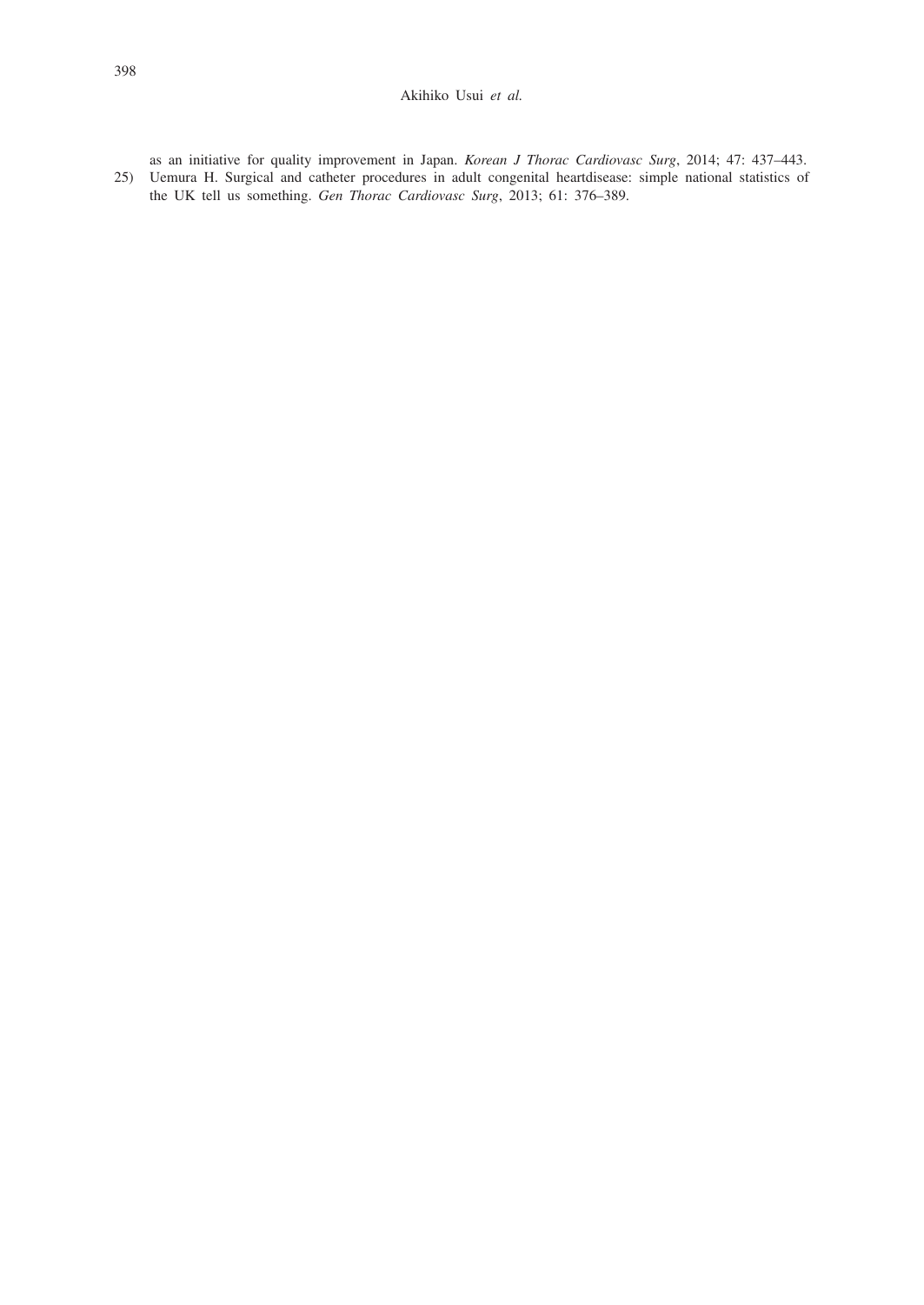as an initiative for quality improvement in Japan. *Korean J Thorac Cardiovasc Surg*, 2014; 47: 437–443.

25) Uemura H. Surgical and catheter procedures in adult congenital heartdisease: simple national statistics of the UK tell us something. *Gen Thorac Cardiovasc Surg*, 2013; 61: 376–389.